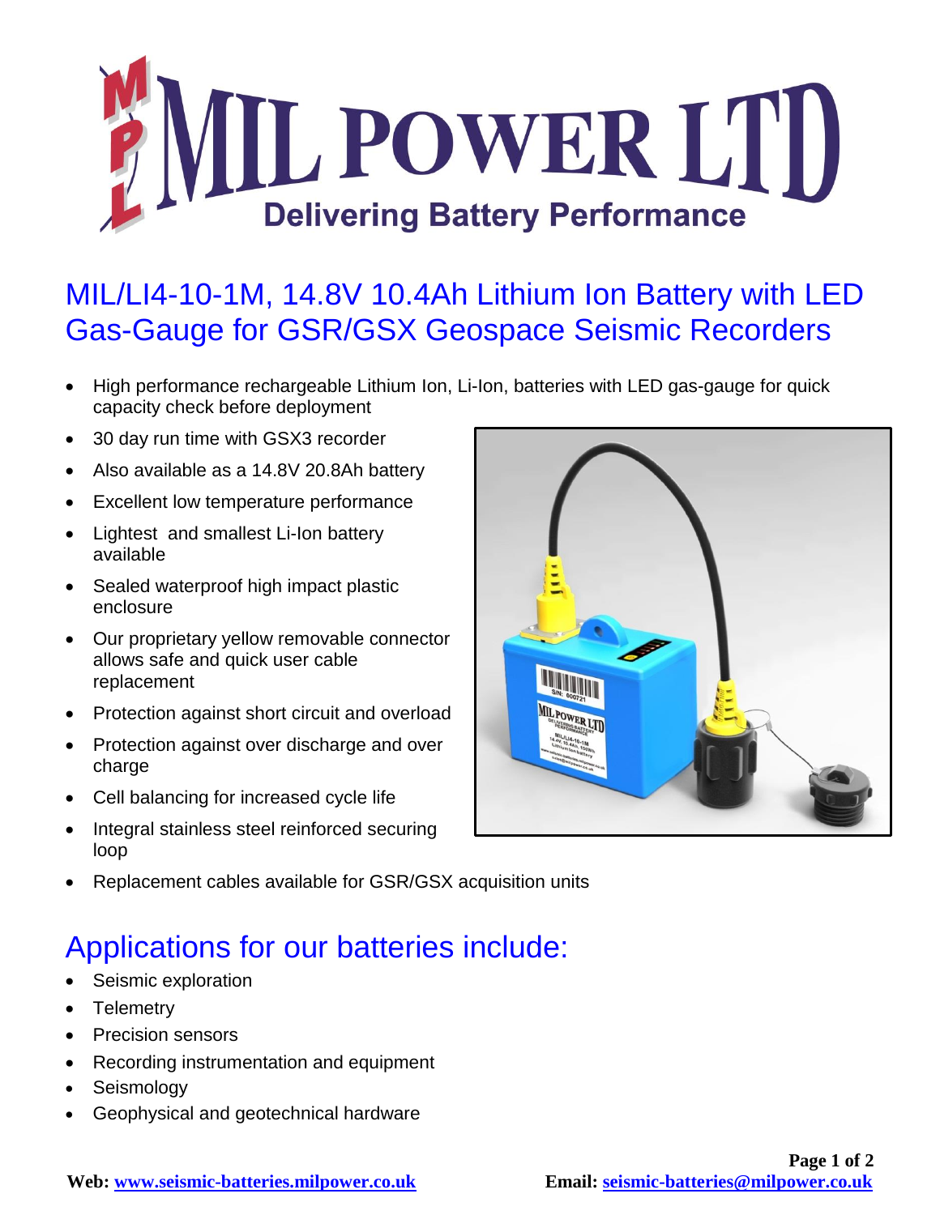# MIL POWER LTD

**Delivering Battery Performance**

## MIL/LI4-10-1M, 14.8V 10.4Ah Lithium Ion Battery with LED Gas-Gauge for GSR/GSX Geospace Seismic Recorders

- High performance rechargeable Lithium Ion, Li-Ion, batteries with LED gas-gauge for quick capacity check before deployment
- 30 day run time with GSX3 recorder
- Also available as a 14.8V 20.8Ah battery
- Excellent low temperature performance
- Lightest and smallest Li-Ion battery available
- Sealed waterproof high impact plastic enclosure
- Our proprietary yellow removable connector allows safe and quick user cable replacement
- Protection against short circuit and overload
- Protection against over discharge and over charge
- Cell balancing for increased cycle life
- Integral stainless steel reinforced securing loop
- Replacement cables available for GSR/GSX acquisition units

## Applications for our batteries include:

- Seismic exploration
- Telemetry
- Precision sensors
- Recording instrumentation and equipment
- Seismology
- Geophysical and geotechnical hardware

**Web:** [www.seismic-batteries.milpower.co.uk](http://www.seismic-batteries.milpower.co.uk) **Email:** [seismic-batteries@milpower.co.uk](mailto:seismic-batteries@milpower.co.uk)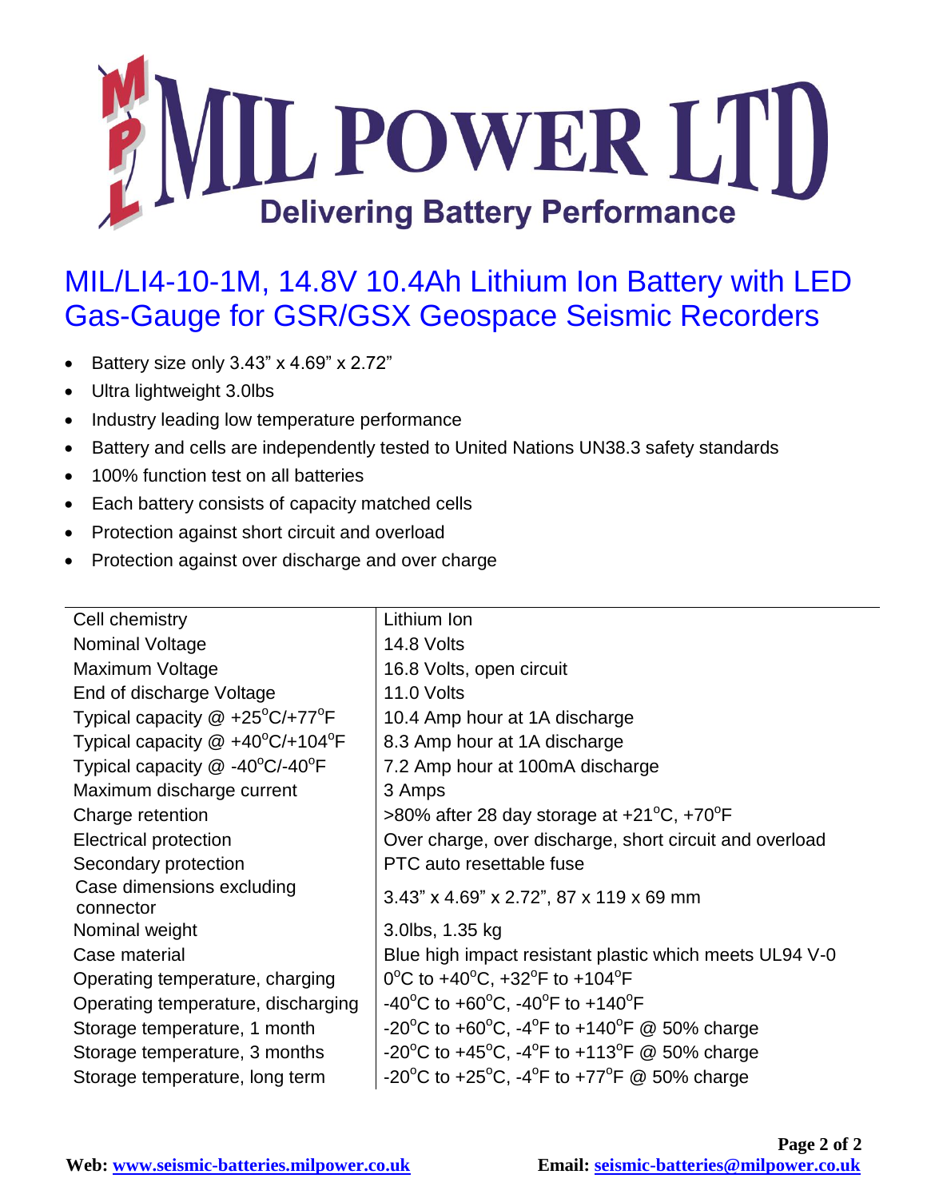# MIL POWER LTD

**Delivering Battery Performance**

## MIL/LI4-10-1M, 14.8V 10.4Ah Lithium Ion Battery with LED Gas-Gauge for GSR/GSX Geospace Seismic Recorders

- Battery size only 3.43" x 4.69" x 2.72"
- Ultra lightweight 3.0lbs
- Industry leading low temperature performance
- Battery and cells are independently tested to United Nations UN38.3 safety standards
- 100% function test on all batteries
- Each battery consists of capacity matched cells
- Protection against short circuit and overload
- Protection against over discharge and over charge

| | |
|---|---|
| Cell chemistry | Lithium Ion |
| Nominal Voltage | 14.8 Volts |
| Maximum Voltage | 16.8 Volts, open circuit |
| End of discharge Voltage | 11.0 Volts |
| Typical capacity @ +25°C/+77°F | 10.4 Amp hour at 1A discharge |
| Typical capacity @ +40°C/+104°F | 8.3 Amp hour at 1A discharge |
| Typical capacity @ -40°C/-40°F | 7.2 Amp hour at 100mA discharge |
| Maximum discharge current | 3 Amps |
| Charge retention | >80% after 28 day storage at +21°C, +70°F |
| Electrical protection | Over charge, over discharge, short circuit and overload |
| Secondary protection | PTC auto resettable fuse |
| Case dimensions excluding connector | 3.43" x 4.69" x 2.72", 87 x 119 x 69 mm |
| Nominal weight | 3.0lbs, 1.35 kg |
| Case material | Blue high impact resistant plastic which meets UL94 V-0 |
| Operating temperature, charging | 0°C to +40°C, +32°F to +104°F |
| Operating temperature, discharging | -40°C to +60°C, -40°F to +140°F |
| Storage temperature, 1 month | -20°C to +60°C, -4°F to +140°F @ 50% charge |
| Storage temperature, 3 months | -20°C to +45°C, -4°F to +113°F @ 50% charge |
| Storage temperature, long term | -20°C to +25°C, -4°F to +77°F @ 50% charge |

**Web: www.seismic-batteries.milpower.co.uk** **Email: seismic-batteries@milpower.co.uk**